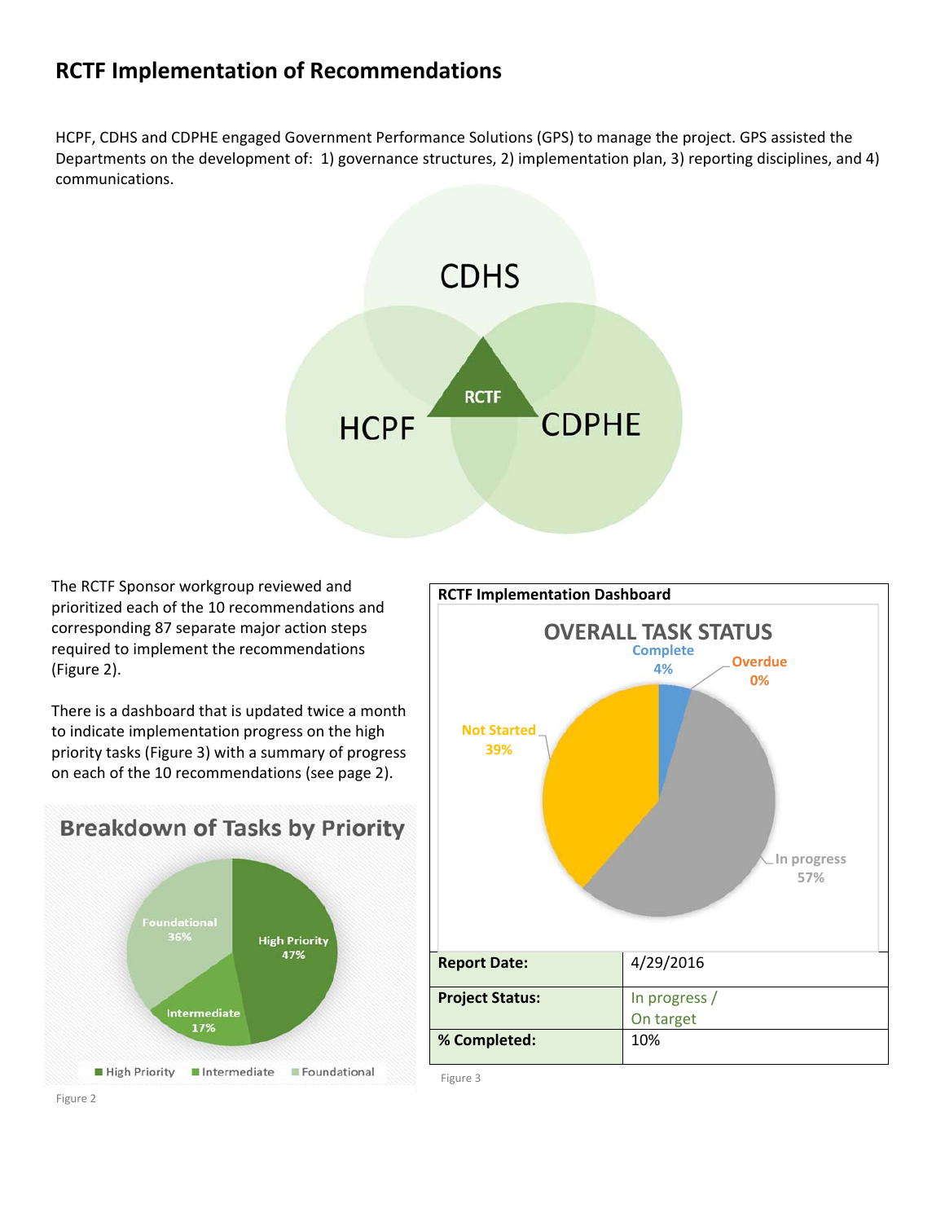# RCTF Implementation of Recommendations

HCPF, CDHS and CDPHE engaged Government Performance Solutions (GPS) to manage the project. GPS assisted the Departments on the development of: 1) governance structures, 2) implementation plan, 3) reporting disciplines, and 4) communications.

CDHS

RCTF

HCPF

CDPHE

The RCTF Sponsor workgroup reviewed and prioritized each of the 10 recommendations and corresponding 87 separate major action steps required to implement the recommendations (Figure 2).

There is a dashboard that is updated twice a month to indicate implementation progress on the high priority tasks (Figure 3) with a summary of progress on each of the 10 recommendations (see page 2).

**Breakdown of Tasks by Priority**

- High Priority 47%
- Intermediate 17%
- Foundational 36%

Figure 2

**RCTF Implementation Dashboard**

**OVERALL TASK STATUS**

- Complete 4%
- Overdue 0%
- Not Started 39%
- In progress 57%

| | |
|---|---|
| **Report Date:** | 4/29/2016 |
| **Project Status:** | In progress / On target |
| **% Completed:** | 10% |

Figure 3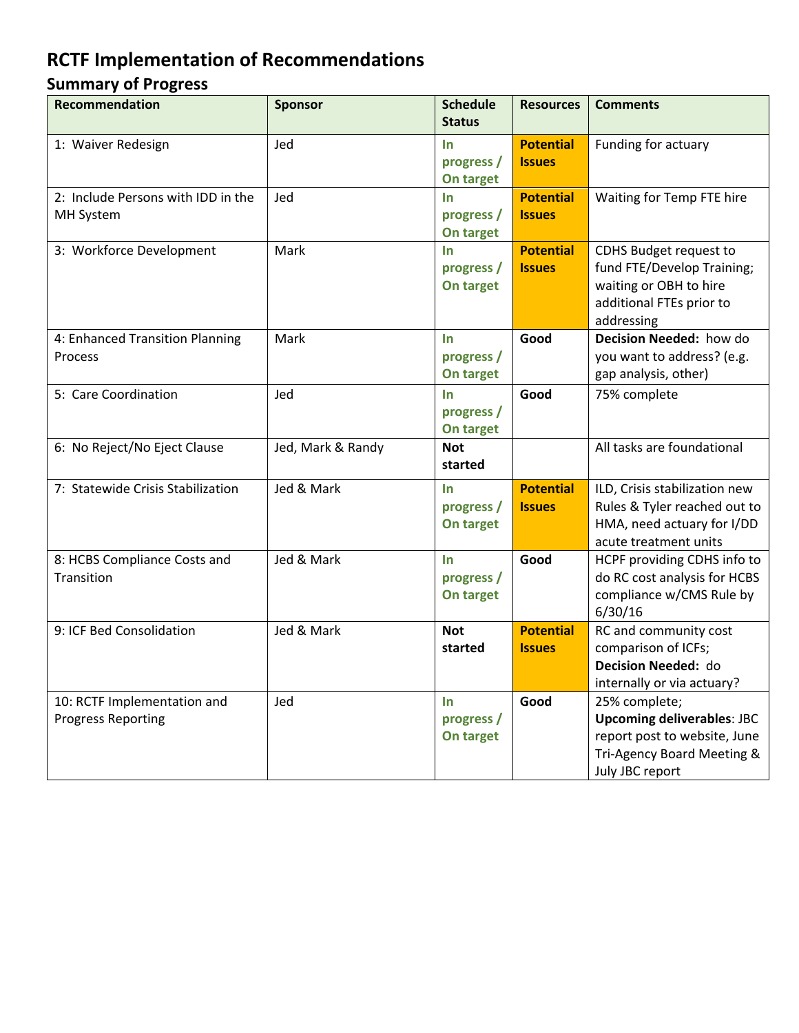# RCTF Implementation of Recommendations

## Summary of Progress

| Recommendation | Sponsor | Schedule Status | Resources | Comments |
|---|---|---|---|---|
| 1: Waiver Redesign | Jed | **In progress / On target** | **Potential Issues** | Funding for actuary |
| 2: Include Persons with IDD in the MH System | Jed | **In progress / On target** | **Potential Issues** | Waiting for Temp FTE hire |
| 3: Workforce Development | Mark | **In progress / On target** | **Potential Issues** | CDHS Budget request to fund FTE/Develop Training; waiting or OBH to hire additional FTEs prior to addressing |
| 4: Enhanced Transition Planning Process | Mark | **In progress / On target** | **Good** | **Decision Needed:** how do you want to address? (e.g. gap analysis, other) |
| 5: Care Coordination | Jed | **In progress / On target** | **Good** | 75% complete |
| 6: No Reject/No Eject Clause | Jed, Mark & Randy | **Not started** | | All tasks are foundational |
| 7: Statewide Crisis Stabilization | Jed & Mark | **In progress / On target** | **Potential Issues** | ILD, Crisis stabilization new Rules & Tyler reached out to HMA, need actuary for I/DD acute treatment units |
| 8: HCBS Compliance Costs and Transition | Jed & Mark | **In progress / On target** | **Good** | HCPF providing CDHS info to do RC cost analysis for HCBS compliance w/CMS Rule by 6/30/16 |
| 9: ICF Bed Consolidation | Jed & Mark | **Not started** | **Potential Issues** | RC and community cost comparison of ICFs; **Decision Needed:** do internally or via actuary? |
| 10: RCTF Implementation and Progress Reporting | Jed | **In progress / On target** | **Good** | 25% complete; **Upcoming deliverables**: JBC report post to website, June Tri-Agency Board Meeting & July JBC report |